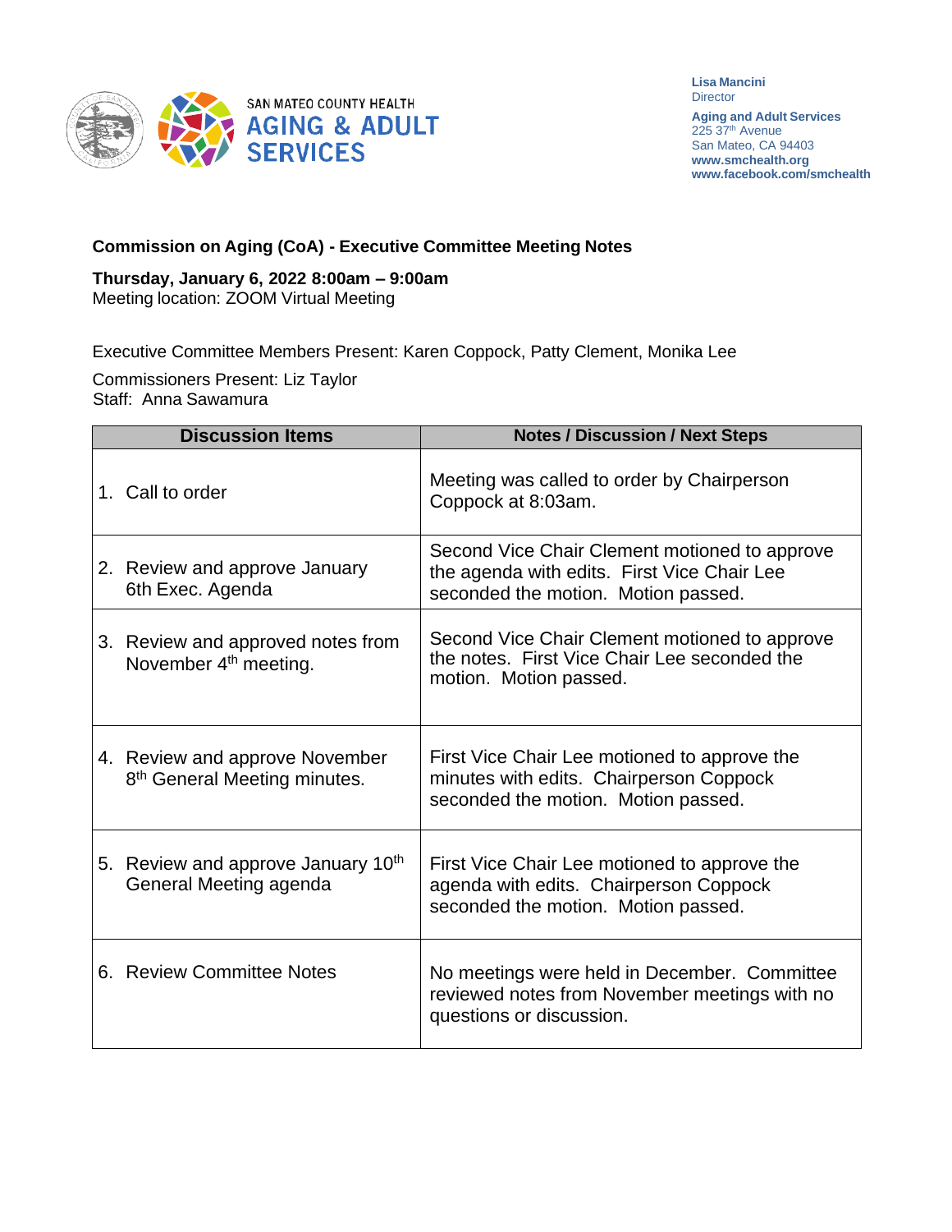SAN MATEO COUNTY HEALTH
**AGING & ADULT SERVICES**

**Lisa Mancini**
Director

**Aging and Adult Services**
225 37th Avenue
San Mateo, CA 94403
**www.smchealth.org**
**www.facebook.com/smchealth**

**Commission on Aging (CoA) - Executive Committee Meeting Notes**

**Thursday, January 6, 2022 8:00am – 9:00am**
Meeting location: ZOOM Virtual Meeting

Executive Committee Members Present: Karen Coppock, Patty Clement, Monika Lee

Commissioners Present: Liz Taylor
Staff: Anna Sawamura

| Discussion Items | Notes / Discussion / Next Steps |
|---|---|
| 1. Call to order | Meeting was called to order by Chairperson Coppock at 8:03am. |
| 2. Review and approve January 6th Exec. Agenda | Second Vice Chair Clement motioned to approve the agenda with edits. First Vice Chair Lee seconded the motion. Motion passed. |
| 3. Review and approved notes from November 4th meeting. | Second Vice Chair Clement motioned to approve the notes. First Vice Chair Lee seconded the motion. Motion passed. |
| 4. Review and approve November 8th General Meeting minutes. | First Vice Chair Lee motioned to approve the minutes with edits. Chairperson Coppock seconded the motion. Motion passed. |
| 5. Review and approve January 10th General Meeting agenda | First Vice Chair Lee motioned to approve the agenda with edits. Chairperson Coppock seconded the motion. Motion passed. |
| 6. Review Committee Notes | No meetings were held in December. Committee reviewed notes from November meetings with no questions or discussion. |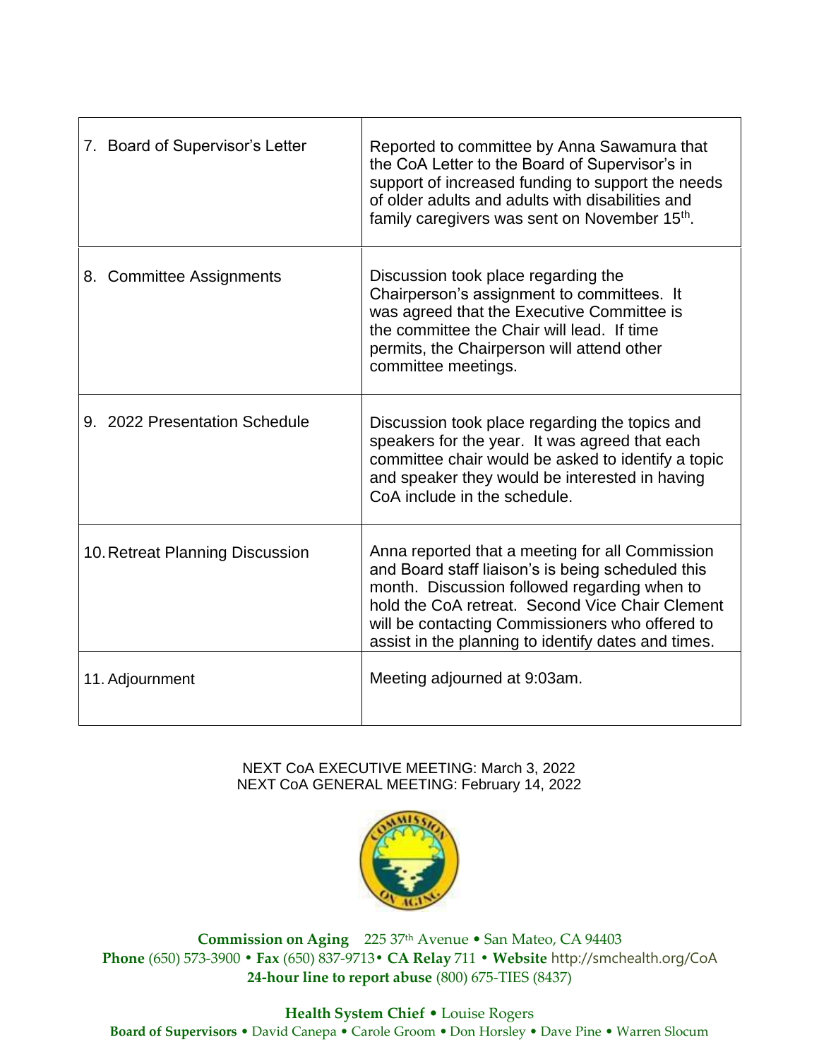| | |
|---|---|
| 7. Board of Supervisor's Letter | Reported to committee by Anna Sawamura that the CoA Letter to the Board of Supervisor's in support of increased funding to support the needs of older adults and adults with disabilities and family caregivers was sent on November 15th. |
| 8. Committee Assignments | Discussion took place regarding the Chairperson's assignment to committees. It was agreed that the Executive Committee is the committee the Chair will lead. If time permits, the Chairperson will attend other committee meetings. |
| 9. 2022 Presentation Schedule | Discussion took place regarding the topics and speakers for the year. It was agreed that each committee chair would be asked to identify a topic and speaker they would be interested in having CoA include in the schedule. |
| 10. Retreat Planning Discussion | Anna reported that a meeting for all Commission and Board staff liaison's is being scheduled this month. Discussion followed regarding when to hold the CoA retreat. Second Vice Chair Clement will be contacting Commissioners who offered to assist in the planning to identify dates and times. |
| 11. Adjournment | Meeting adjourned at 9:03am. |

NEXT CoA EXECUTIVE MEETING: March 3, 2022
NEXT CoA GENERAL MEETING: February 14, 2022

**Commission on Aging** 225 37th Avenue • San Mateo, CA 94403
**Phone** (650) 573-3900 • **Fax** (650) 837-9713• **CA Relay** 711 • **Website** http://smchealth.org/CoA
**24-hour line to report abuse** (800) 675-TIES (8437)

**Health System Chief** • Louise Rogers
**Board of Supervisors** • David Canepa • Carole Groom • Don Horsley • Dave Pine • Warren Slocum